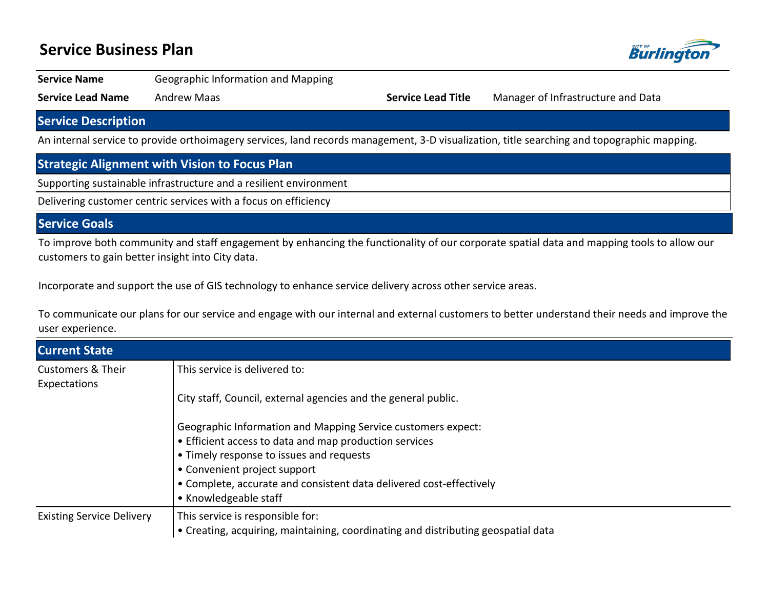# Service Business Plan

| | | | |
|---|---|---|---|
| **Service Name** | Geographic Information and Mapping | | |
| **Service Lead Name** | Andrew Maas | **Service Lead Title** | Manager of Infrastructure and Data |

## Service Description

An internal service to provide orthoimagery services, land records management, 3-D visualization, title searching and topographic mapping.

## Strategic Alignment with Vision to Focus Plan

Supporting sustainable infrastructure and a resilient environment

Delivering customer centric services with a focus on efficiency

## Service Goals

To improve both community and staff engagement by enhancing the functionality of our corporate spatial data and mapping tools to allow our customers to gain better insight into City data.

Incorporate and support the use of GIS technology to enhance service delivery across other service areas.

To communicate our plans for our service and engage with our internal and external customers to better understand their needs and improve the user experience.

## Current State

| | |
|---|---|
| Customers & Their Expectations | This service is delivered to:<br><br>City staff, Council, external agencies and the general public.<br><br>Geographic Information and Mapping Service customers expect:<br>• Efficient access to data and map production services<br>• Timely response to issues and requests<br>• Convenient project support<br>• Complete, accurate and consistent data delivered cost-effectively<br>• Knowledgeable staff |
| Existing Service Delivery | This service is responsible for:<br>• Creating, acquiring, maintaining, coordinating and distributing geospatial data |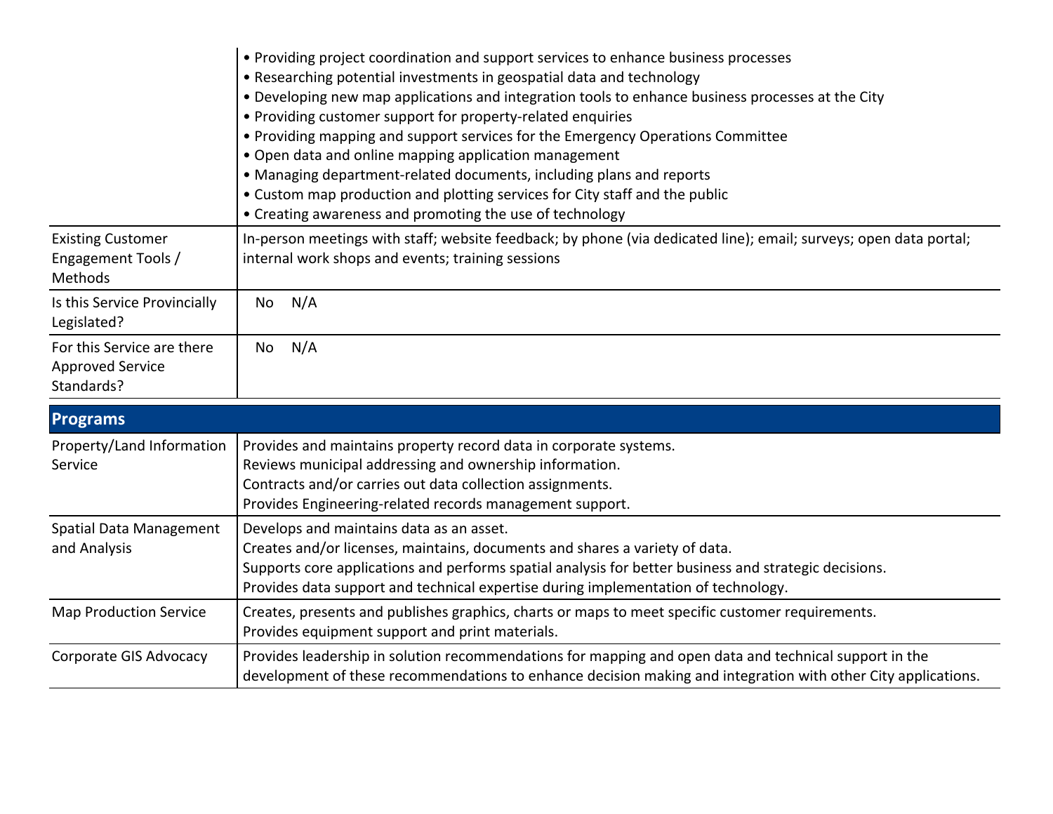| | |
|---|---|
| | • Providing project coordination and support services to enhance business processes<br>• Researching potential investments in geospatial data and technology<br>• Developing new map applications and integration tools to enhance business processes at the City<br>• Providing customer support for property-related enquiries<br>• Providing mapping and support services for the Emergency Operations Committee<br>• Open data and online mapping application management<br>• Managing department-related documents, including plans and reports<br>• Custom map production and plotting services for City staff and the public<br>• Creating awareness and promoting the use of technology |
| Existing Customer Engagement Tools / Methods | In-person meetings with staff; website feedback; by phone (via dedicated line); email; surveys; open data portal; internal work shops and events; training sessions |
| Is this Service Provincially Legislated? | No N/A |
| For this Service are there Approved Service Standards? | No N/A |

## Programs

| | |
|---|---|
| Property/Land Information Service | Provides and maintains property record data in corporate systems.<br>Reviews municipal addressing and ownership information.<br>Contracts and/or carries out data collection assignments.<br>Provides Engineering-related records management support. |
| Spatial Data Management and Analysis | Develops and maintains data as an asset.<br>Creates and/or licenses, maintains, documents and shares a variety of data.<br>Supports core applications and performs spatial analysis for better business and strategic decisions.<br>Provides data support and technical expertise during implementation of technology. |
| Map Production Service | Creates, presents and publishes graphics, charts or maps to meet specific customer requirements.<br>Provides equipment support and print materials. |
| Corporate GIS Advocacy | Provides leadership in solution recommendations for mapping and open data and technical support in the development of these recommendations to enhance decision making and integration with other City applications. |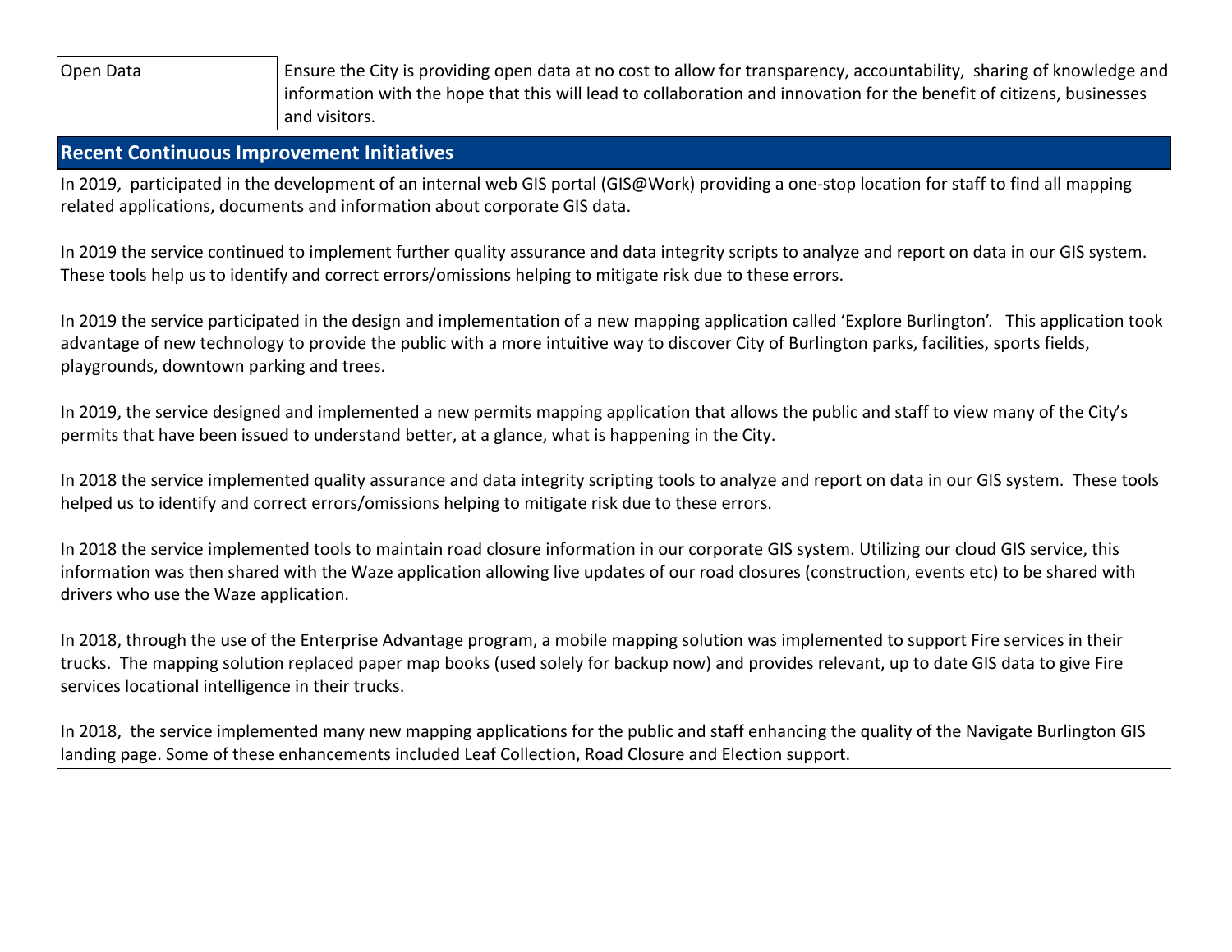| Open Data | Ensure the City is providing open data at no cost to allow for transparency, accountability, sharing of knowledge and information with the hope that this will lead to collaboration and innovation for the benefit of citizens, businesses and visitors. |
|---|---|

## Recent Continuous Improvement Initiatives

In 2019, participated in the development of an internal web GIS portal (GIS@Work) providing a one-stop location for staff to find all mapping related applications, documents and information about corporate GIS data.

In 2019 the service continued to implement further quality assurance and data integrity scripts to analyze and report on data in our GIS system. These tools help us to identify and correct errors/omissions helping to mitigate risk due to these errors.

In 2019 the service participated in the design and implementation of a new mapping application called 'Explore Burlington'. This application took advantage of new technology to provide the public with a more intuitive way to discover City of Burlington parks, facilities, sports fields, playgrounds, downtown parking and trees.

In 2019, the service designed and implemented a new permits mapping application that allows the public and staff to view many of the City's permits that have been issued to understand better, at a glance, what is happening in the City.

In 2018 the service implemented quality assurance and data integrity scripting tools to analyze and report on data in our GIS system. These tools helped us to identify and correct errors/omissions helping to mitigate risk due to these errors.

In 2018 the service implemented tools to maintain road closure information in our corporate GIS system. Utilizing our cloud GIS service, this information was then shared with the Waze application allowing live updates of our road closures (construction, events etc) to be shared with drivers who use the Waze application.

In 2018, through the use of the Enterprise Advantage program, a mobile mapping solution was implemented to support Fire services in their trucks. The mapping solution replaced paper map books (used solely for backup now) and provides relevant, up to date GIS data to give Fire services locational intelligence in their trucks.

In 2018, the service implemented many new mapping applications for the public and staff enhancing the quality of the Navigate Burlington GIS landing page. Some of these enhancements included Leaf Collection, Road Closure and Election support.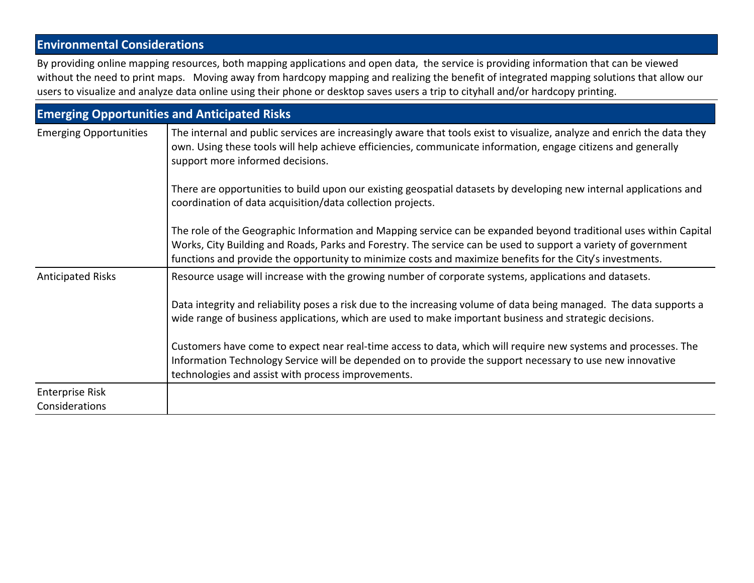## Environmental Considerations

By providing online mapping resources, both mapping applications and open data, the service is providing information that can be viewed without the need to print maps. Moving away from hardcopy mapping and realizing the benefit of integrated mapping solutions that allow our users to visualize and analyze data online using their phone or desktop saves users a trip to cityhall and/or hardcopy printing.

## Emerging Opportunities and Anticipated Risks

| | |
|---|---|
| Emerging Opportunities | The internal and public services are increasingly aware that tools exist to visualize, analyze and enrich the data they own. Using these tools will help achieve efficiencies, communicate information, engage citizens and generally support more informed decisions.<br><br>There are opportunities to build upon our existing geospatial datasets by developing new internal applications and coordination of data acquisition/data collection projects.<br><br>The role of the Geographic Information and Mapping service can be expanded beyond traditional uses within Capital Works, City Building and Roads, Parks and Forestry. The service can be used to support a variety of government functions and provide the opportunity to minimize costs and maximize benefits for the City's investments. |
| Anticipated Risks | Resource usage will increase with the growing number of corporate systems, applications and datasets.<br><br>Data integrity and reliability poses a risk due to the increasing volume of data being managed. The data supports a wide range of business applications, which are used to make important business and strategic decisions.<br><br>Customers have come to expect near real-time access to data, which will require new systems and processes. The Information Technology Service will be depended on to provide the support necessary to use new innovative technologies and assist with process improvements. |
| Enterprise Risk Considerations | |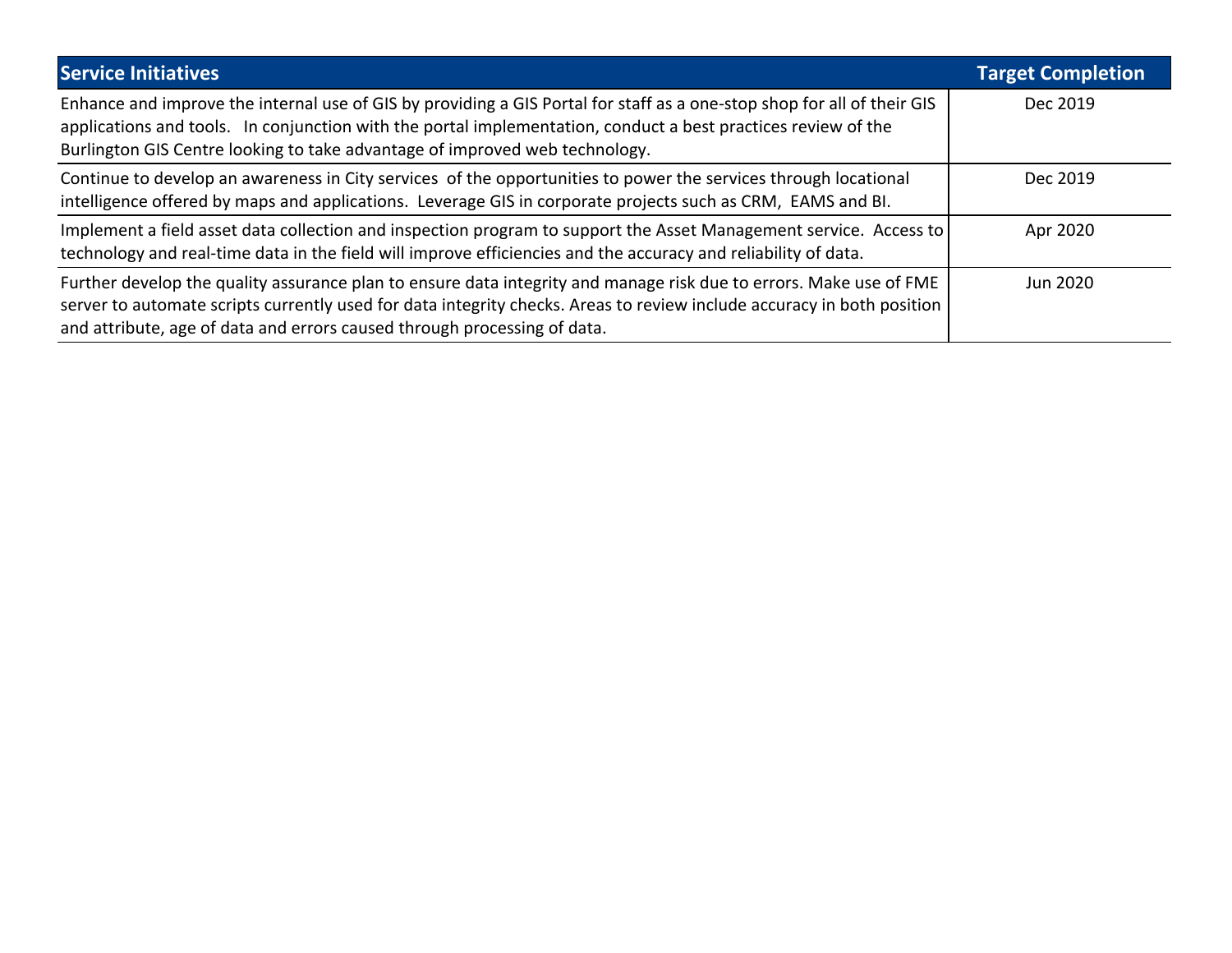| Service Initiatives | Target Completion |
| --- | --- |
| Enhance and improve the internal use of GIS by providing a GIS Portal for staff as a one-stop shop for all of their GIS applications and tools. In conjunction with the portal implementation, conduct a best practices review of the Burlington GIS Centre looking to take advantage of improved web technology. | Dec 2019 |
| Continue to develop an awareness in City services of the opportunities to power the services through locational intelligence offered by maps and applications. Leverage GIS in corporate projects such as CRM, EAMS and BI. | Dec 2019 |
| Implement a field asset data collection and inspection program to support the Asset Management service. Access to technology and real-time data in the field will improve efficiencies and the accuracy and reliability of data. | Apr 2020 |
| Further develop the quality assurance plan to ensure data integrity and manage risk due to errors. Make use of FME server to automate scripts currently used for data integrity checks. Areas to review include accuracy in both position and attribute, age of data and errors caused through processing of data. | Jun 2020 |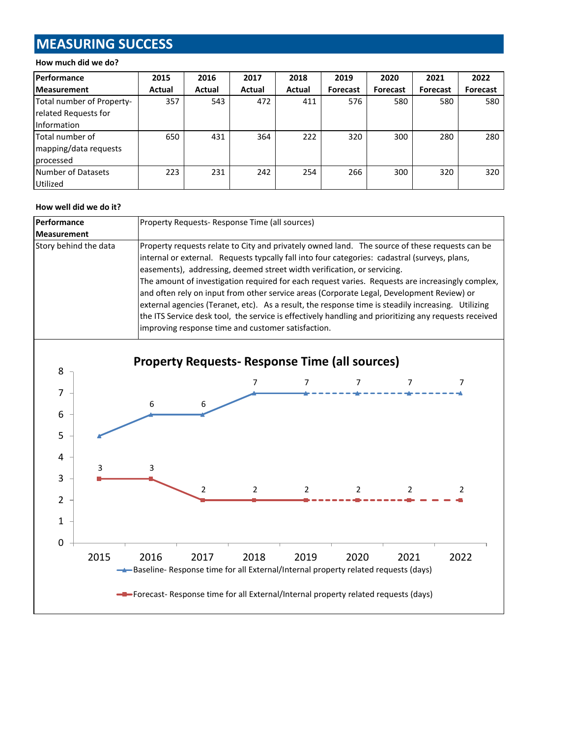# MEASURING SUCCESS

**How much did we do?**

| Performance Measurement | 2015 Actual | 2016 Actual | 2017 Actual | 2018 Actual | 2019 Forecast | 2020 Forecast | 2021 Forecast | 2022 Forecast |
|---|---|---|---|---|---|---|---|---|
| Total number of Property-related Requests for Information | 357 | 543 | 472 | 411 | 576 | 580 | 580 | 580 |
| Total number of mapping/data requests processed | 650 | 431 | 364 | 222 | 320 | 300 | 280 | 280 |
| Number of Datasets Utilized | 223 | 231 | 242 | 254 | 266 | 300 | 320 | 320 |

**How well did we do it?**

| Performance Measurement | Property Requests- Response Time (all sources) |
|---|---|
| Story behind the data | Property requests relate to City and privately owned land. The source of these requests can be internal or external. Requests typcally fall into four categories: cadastral (surveys, plans, easements), addressing, deemed street width verification, or servicing. The amount of investigation required for each request varies. Requests are increasingly complex, and often rely on input from other service areas (Corporate Legal, Development Review) or external agencies (Teranet, etc). As a result, the response time is steadily increasing. Utilizing the ITS Service desk tool, the service is effectively handling and prioritizing any requests received improving response time and customer satisfaction. |

**Property Requests- Response Time (all sources)**

| Year | Baseline- Response time for all External/Internal property related requests (days) | Forecast- Response time for all External/Internal property related requests (days) |
|---|---|---|
| 2015 | 5 | 3 |
| 2016 | 6 | 3 |
| 2017 | 6 | 2 |
| 2018 | 7 | 2 |
| 2019 | 7 | 2 |
| 2020 | 7 | 2 |
| 2021 | 7 | 2 |
| 2022 | 7 | 2 |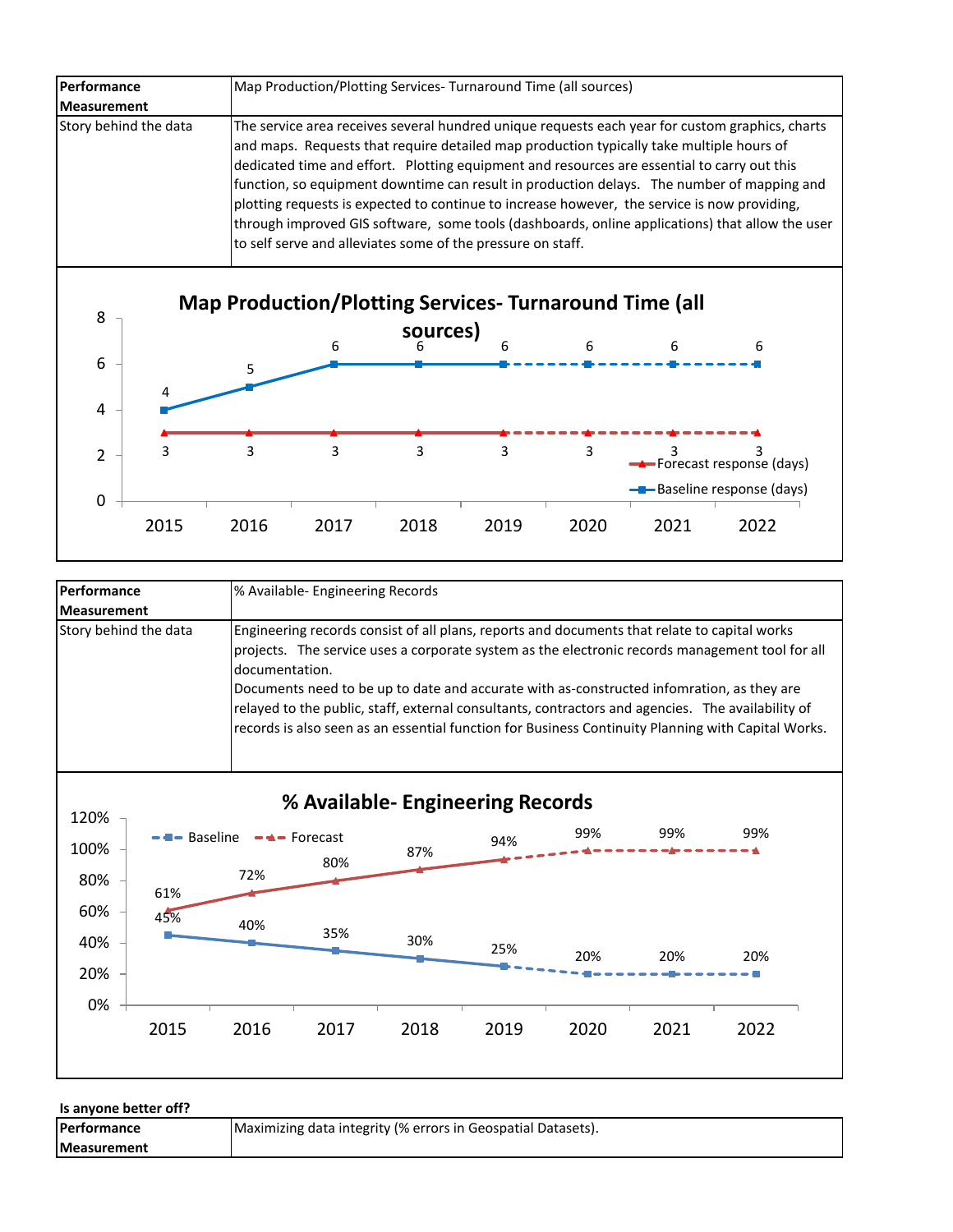| Performance Measurement | Map Production/Plotting Services- Turnaround Time (all sources) |
|---|---|
| Story behind the data | The service area receives several hundred unique requests each year for custom graphics, charts and maps. Requests that require detailed map production typically take multiple hours of dedicated time and effort. Plotting equipment and resources are essential to carry out this function, so equipment downtime can result in production delays. The number of mapping and plotting requests is expected to continue to increase however, the service is now providing, through improved GIS software, some tools (dashboards, online applications) that allow the user to self serve and alleviates some of the pressure on staff. |

**Map Production/Plotting Services- Turnaround Time (all sources)**

| Year | Baseline response (days) | Forecast response (days) |
|---|---|---|
| 2015 | 4 | 3 |
| 2016 | 5 | 3 |
| 2017 | 6 | 3 |
| 2018 | 6 | 3 |
| 2019 | 6 | 3 |
| 2020 | 6 | 3 |
| 2021 | 6 | 3 |
| 2022 | 6 | 3 |

| Performance Measurement | % Available- Engineering Records |
|---|---|
| Story behind the data | Engineering records consist of all plans, reports and documents that relate to capital works projects. The service uses a corporate system as the electronic records management tool for all documentation.<br>Documents need to be up to date and accurate with as-constructed infomration, as they are relayed to the public, staff, external consultants, contractors and agencies. The availability of records is also seen as an essential function for Business Continuity Planning with Capital Works. |

**% Available- Engineering Records**

| Year | Baseline | Forecast |
|---|---|---|
| 2015 | 45% | 61% |
| 2016 | 40% | 72% |
| 2017 | 35% | 80% |
| 2018 | 30% | 87% |
| 2019 | 25% | 94% |
| 2020 | 20% | 99% |
| 2021 | 20% | 99% |
| 2022 | 20% | 99% |

**Is anyone better off?**

| Performance Measurement | Maximizing data integrity (% errors in Geospatial Datasets). |
|---|---|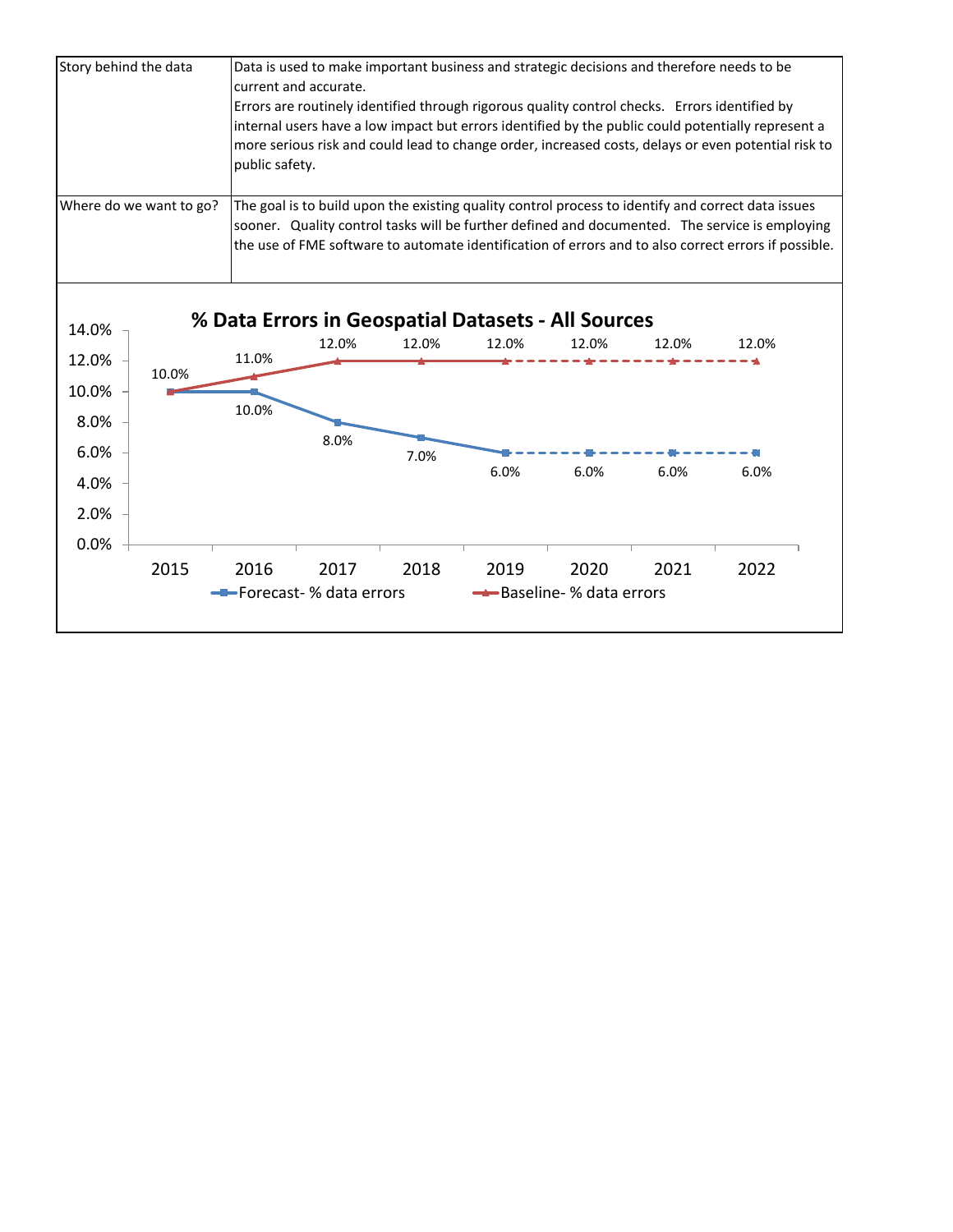| | |
|---|---|
| Story behind the data | Data is used to make important business and strategic decisions and therefore needs to be current and accurate. Errors are routinely identified through rigorous quality control checks. Errors identified by internal users have a low impact but errors identified by the public could potentially represent a more serious risk and could lead to change order, increased costs, delays or even potential risk to public safety. |
| Where do we want to go? | The goal is to build upon the existing quality control process to identify and correct data issues sooner. Quality control tasks will be further defined and documented. The service is employing the use of FME software to automate identification of errors and to also correct errors if possible. |

**% Data Errors in Geospatial Datasets - All Sources**

| Year | Forecast- % data errors | Baseline- % data errors |
|---|---|---|
| 2015 | 10.0% | 10.0% |
| 2016 | 10.0% | 11.0% |
| 2017 | 8.0% | 12.0% |
| 2018 | 7.0% | 12.0% |
| 2019 | 6.0% | 12.0% |
| 2020 | 6.0% | 12.0% |
| 2021 | 6.0% | 12.0% |
| 2022 | 6.0% | 12.0% |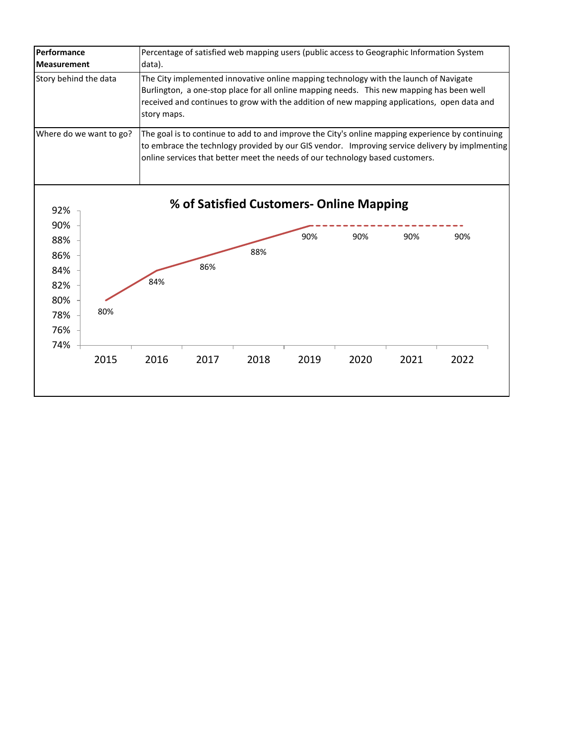| | |
|---|---|
| **Performance Measurement** | Percentage of satisfied web mapping users (public access to Geographic Information System data). |
| Story behind the data | The City implemented innovative online mapping technology with the launch of Navigate Burlington, a one-stop place for all online mapping needs. This new mapping has been well received and continues to grow with the addition of new mapping applications, open data and story maps. |
| Where do we want to go? | The goal is to continue to add to and improve the City's online mapping experience by continuing to embrace the technlogy provided by our GIS vendor. Improving service delivery by implmenting online services that better meet the needs of our technology based customers. |

**% of Satisfied Customers- Online Mapping**

92%
90%
88%
86%
84%
82%
80%
78%
76%
74%

80%
84%
86%
88%
90%
90%
90%
90%

2015
2016
2017
2018
2019
2020
2021
2022